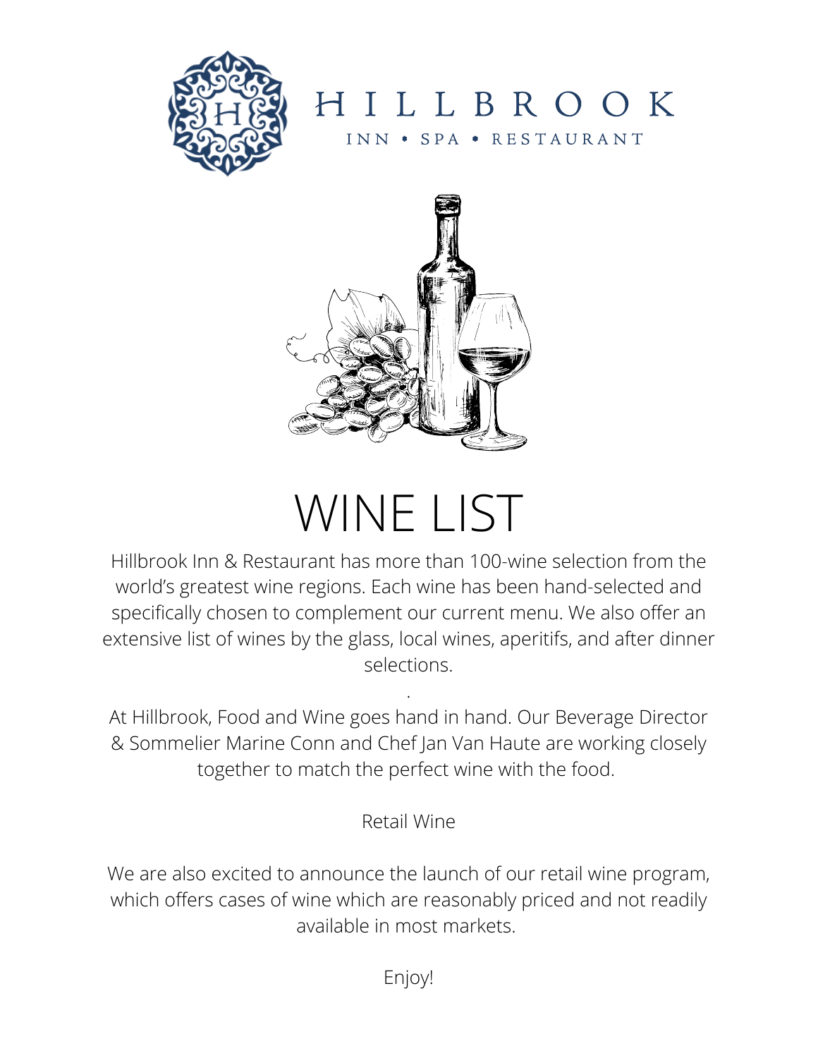# HILLBROOK

INN • SPA • RESTAURANT

# WINE LIST

Hillbrook Inn & Restaurant has more than 100-wine selection from the world's greatest wine regions. Each wine has been hand-selected and specifically chosen to complement our current menu. We also offer an extensive list of wines by the glass, local wines, aperitifs, and after dinner selections.

.

At Hillbrook, Food and Wine goes hand in hand. Our Beverage Director & Sommelier Marine Conn and Chef Jan Van Haute are working closely together to match the perfect wine with the food.

Retail Wine

We are also excited to announce the launch of our retail wine program, which offers cases of wine which are reasonably priced and not readily available in most markets.

Enjoy!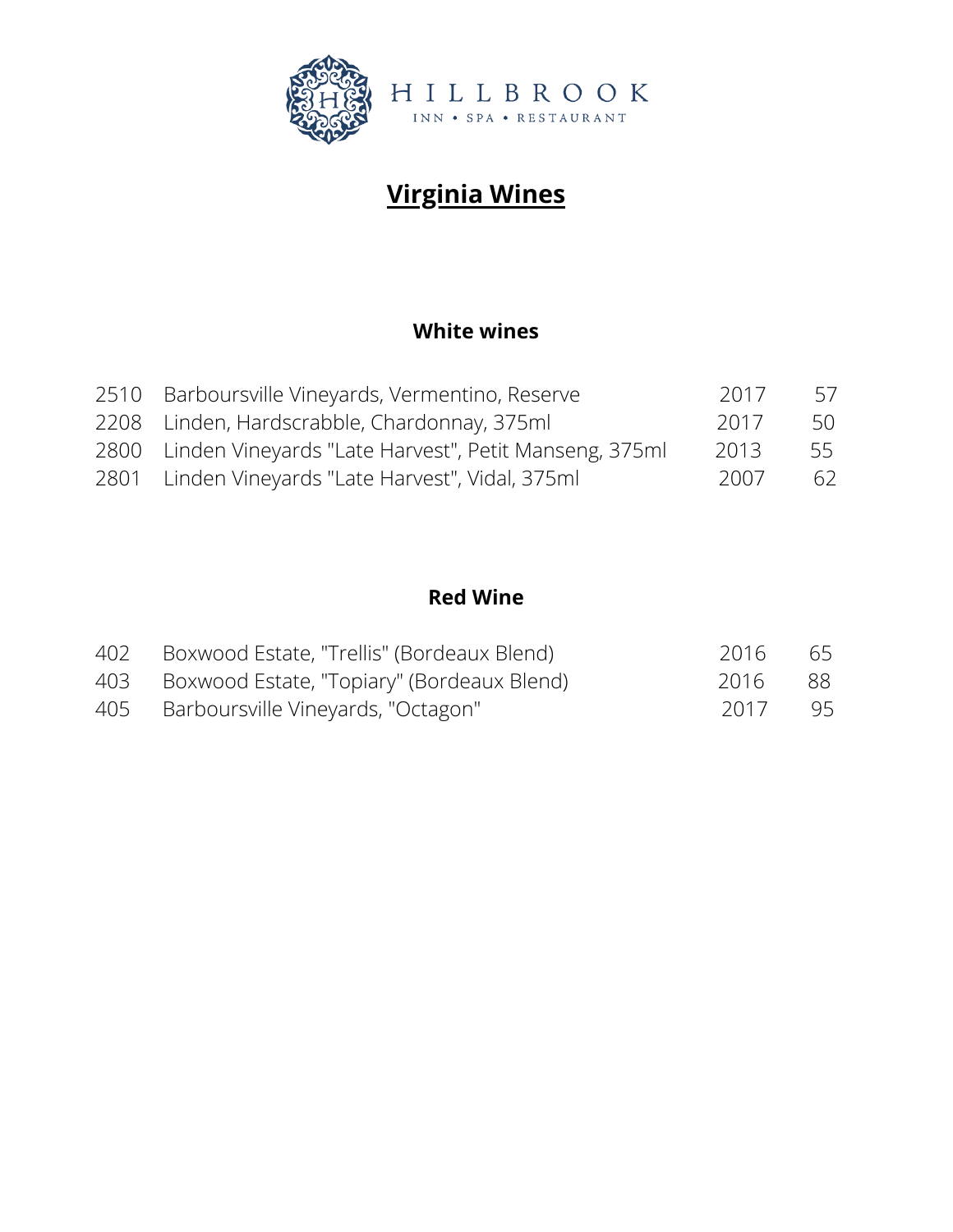HILLBROOK
INN • SPA • RESTAURANT

# Virginia Wines

## White wines

| | | | |
|---|---|---|---|
| 2510 | Barboursville Vineyards, Vermentino, Reserve | 2017 | 57 |
| 2208 | Linden, Hardscrabble, Chardonnay, 375ml | 2017 | 50 |
| 2800 | Linden Vineyards "Late Harvest", Petit Manseng, 375ml | 2013 | 55 |
| 2801 | Linden Vineyards "Late Harvest", Vidal, 375ml | 2007 | 62 |

## Red Wine

| | | | |
|---|---|---|---|
| 402 | Boxwood Estate, "Trellis" (Bordeaux Blend) | 2016 | 65 |
| 403 | Boxwood Estate, "Topiary" (Bordeaux Blend) | 2016 | 88 |
| 405 | Barboursville Vineyards, "Octagon" | 2017 | 95 |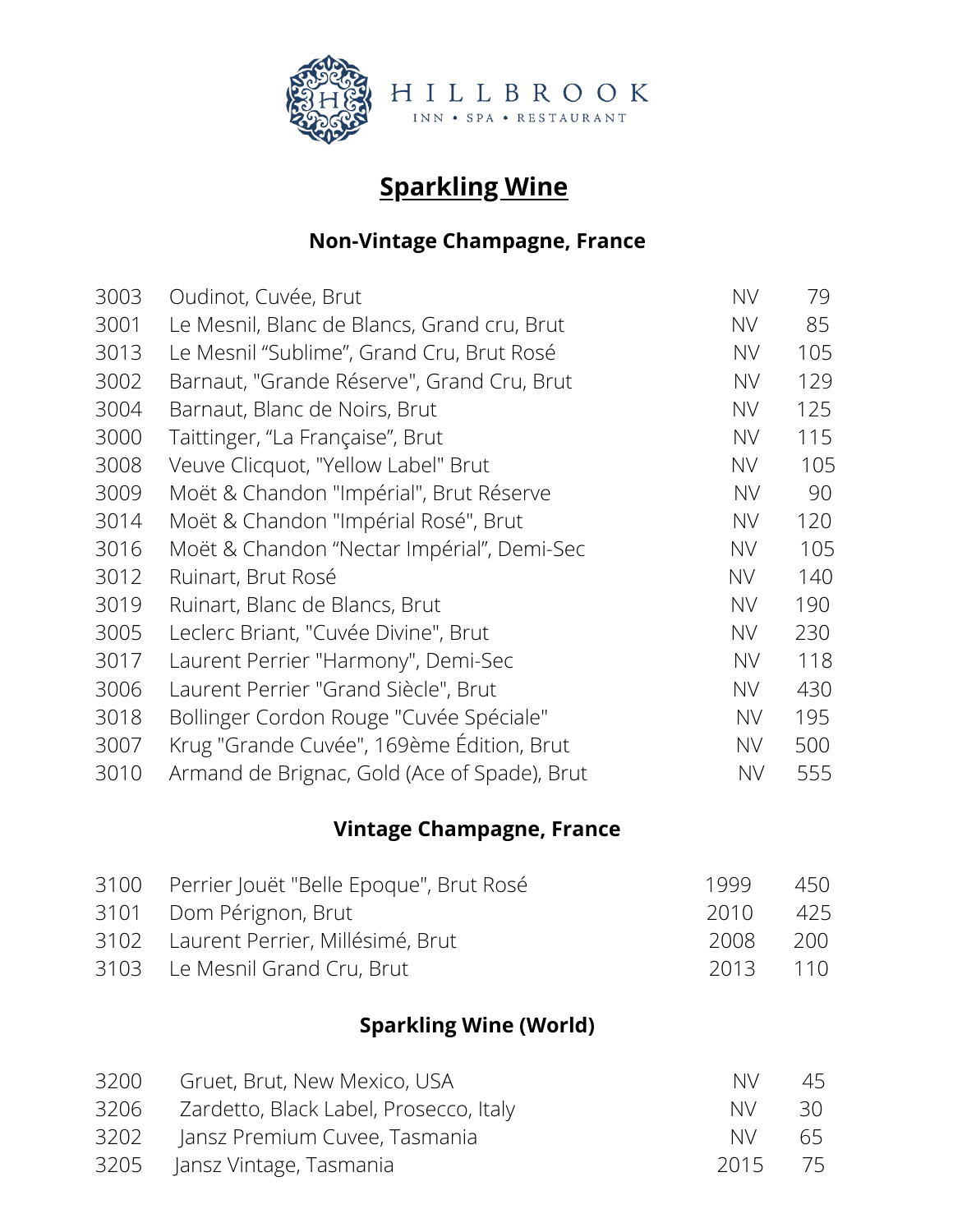HILLBROOK

INN • SPA • RESTAURANT

# Sparkling Wine

## Non-Vintage Champagne, France

| | | | |
|---|---|---|---|
| 3003 | Oudinot, Cuvée, Brut | NV | 79 |
| 3001 | Le Mesnil, Blanc de Blancs, Grand cru, Brut | NV | 85 |
| 3013 | Le Mesnil “Sublime”, Grand Cru, Brut Rosé | NV | 105 |
| 3002 | Barnaut, "Grande Réserve", Grand Cru, Brut | NV | 129 |
| 3004 | Barnaut, Blanc de Noirs, Brut | NV | 125 |
| 3000 | Taittinger, “La Française”, Brut | NV | 115 |
| 3008 | Veuve Clicquot, "Yellow Label" Brut | NV | 105 |
| 3009 | Moët & Chandon "Impérial", Brut Réserve | NV | 90 |
| 3014 | Moët & Chandon "Impérial Rosé", Brut | NV | 120 |
| 3016 | Moët & Chandon “Nectar Impérial”, Demi-Sec | NV | 105 |
| 3012 | Ruinart, Brut Rosé | NV | 140 |
| 3019 | Ruinart, Blanc de Blancs, Brut | NV | 190 |
| 3005 | Leclerc Briant, "Cuvée Divine", Brut | NV | 230 |
| 3017 | Laurent Perrier "Harmony", Demi-Sec | NV | 118 |
| 3006 | Laurent Perrier "Grand Siècle", Brut | NV | 430 |
| 3018 | Bollinger Cordon Rouge "Cuvée Spéciale" | NV | 195 |
| 3007 | Krug "Grande Cuvée", 169ème Édition, Brut | NV | 500 |
| 3010 | Armand de Brignac, Gold (Ace of Spade), Brut | NV | 555 |

## Vintage Champagne, France

| | | | |
|---|---|---|---|
| 3100 | Perrier Jouët "Belle Epoque", Brut Rosé | 1999 | 450 |
| 3101 | Dom Pérignon, Brut | 2010 | 425 |
| 3102 | Laurent Perrier, Millésimé, Brut | 2008 | 200 |
| 3103 | Le Mesnil Grand Cru, Brut | 2013 | 110 |

## Sparkling Wine (World)

| | | | |
|---|---|---|---|
| 3200 | Gruet, Brut, New Mexico, USA | NV | 45 |
| 3206 | Zardetto, Black Label, Prosecco, Italy | NV | 30 |
| 3202 | Jansz Premium Cuvee, Tasmania | NV | 65 |
| 3205 | Jansz Vintage, Tasmania | 2015 | 75 |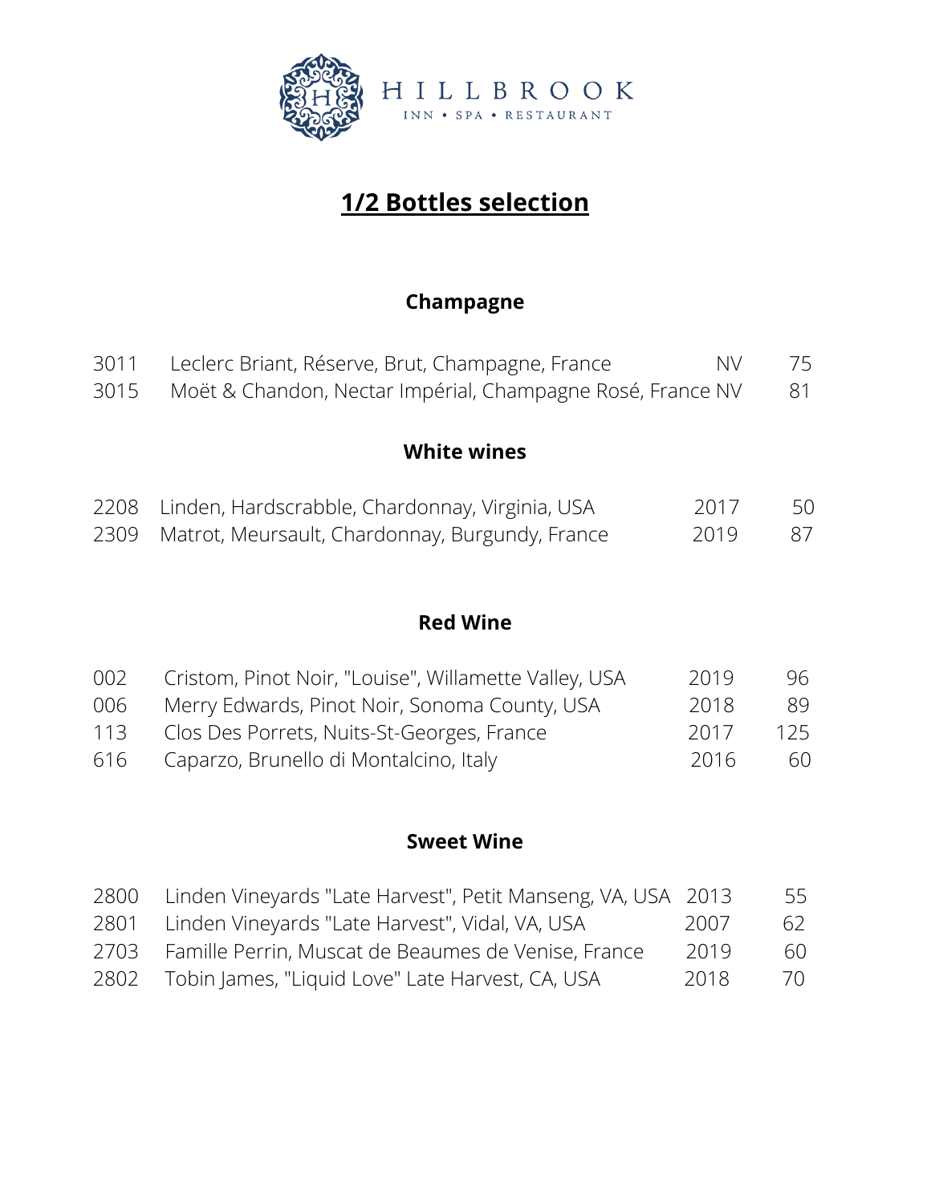HILLBROOK

INN • SPA • RESTAURANT

# 1/2 Bottles selection

## Champagne

| | | | |
|---|---|---|---|
| 3011 | Leclerc Briant, Réserve, Brut, Champagne, France | NV | 75 |
| 3015 | Moët & Chandon, Nectar Impérial, Champagne Rosé, France | NV | 81 |

## White wines

| | | | |
|---|---|---|---|
| 2208 | Linden, Hardscrabble, Chardonnay, Virginia, USA | 2017 | 50 |
| 2309 | Matrot, Meursault, Chardonnay, Burgundy, France | 2019 | 87 |

## Red Wine

| | | | |
|---|---|---|---|
| 002 | Cristom, Pinot Noir, "Louise", Willamette Valley, USA | 2019 | 96 |
| 006 | Merry Edwards, Pinot Noir, Sonoma County, USA | 2018 | 89 |
| 113 | Clos Des Porrets, Nuits-St-Georges, France | 2017 | 125 |
| 616 | Caparzo, Brunello di Montalcino, Italy | 2016 | 60 |

## Sweet Wine

| | | | |
|---|---|---|---|
| 2800 | Linden Vineyards "Late Harvest", Petit Manseng, VA, USA | 2013 | 55 |
| 2801 | Linden Vineyards "Late Harvest", Vidal, VA, USA | 2007 | 62 |
| 2703 | Famille Perrin, Muscat de Beaumes de Venise, France | 2019 | 60 |
| 2802 | Tobin James, "Liquid Love" Late Harvest, CA, USA | 2018 | 70 |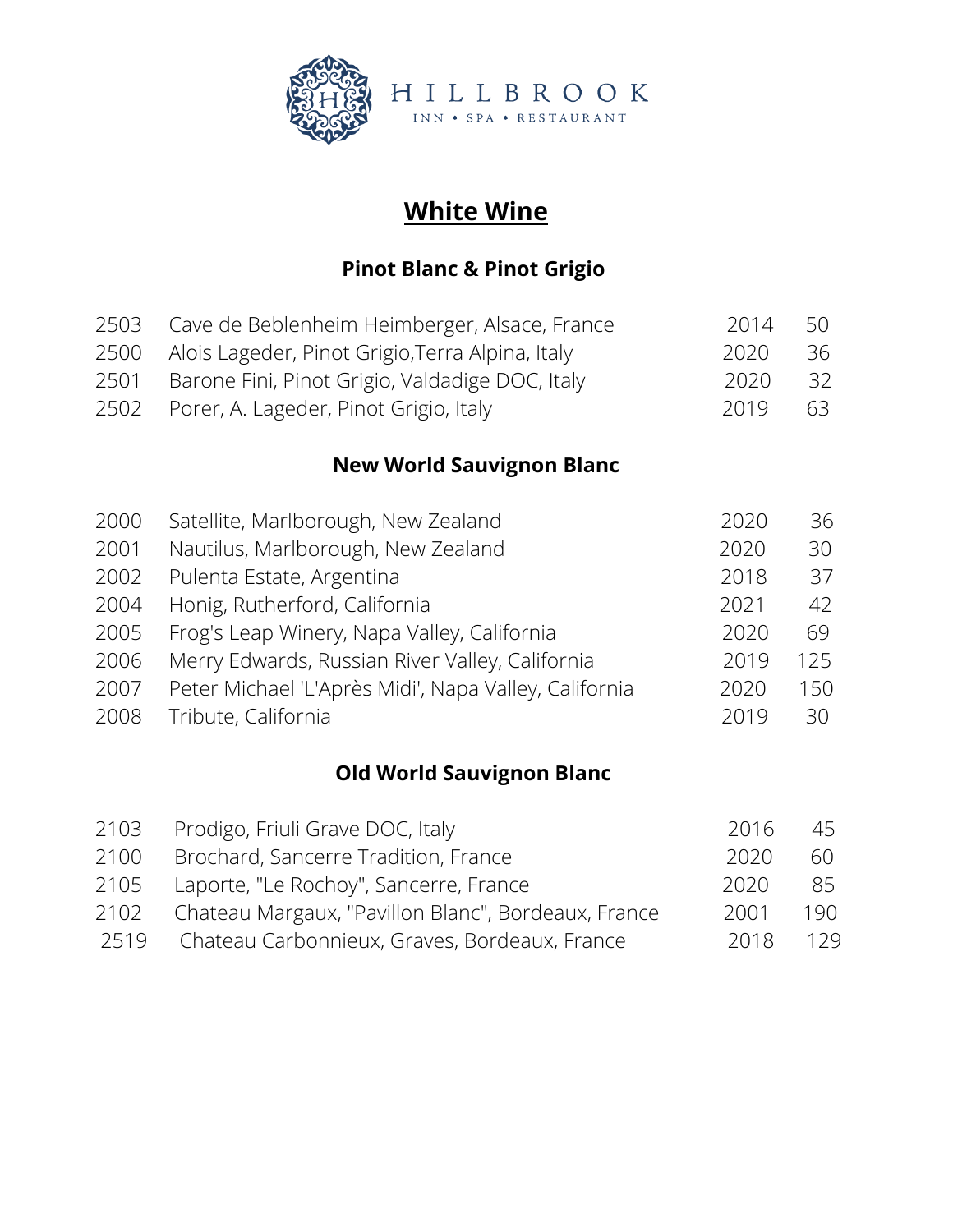HILLBROOK

INN • SPA • RESTAURANT

# White Wine

## Pinot Blanc & Pinot Grigio

| | | | |
|---|---|---|---|
| 2503 | Cave de Beblenheim Heimberger, Alsace, France | 2014 | 50 |
| 2500 | Alois Lageder, Pinot Grigio,Terra Alpina, Italy | 2020 | 36 |
| 2501 | Barone Fini, Pinot Grigio, Valdadige DOC, Italy | 2020 | 32 |
| 2502 | Porer, A. Lageder, Pinot Grigio, Italy | 2019 | 63 |

## New World Sauvignon Blanc

| | | | |
|---|---|---|---|
| 2000 | Satellite, Marlborough, New Zealand | 2020 | 36 |
| 2001 | Nautilus, Marlborough, New Zealand | 2020 | 30 |
| 2002 | Pulenta Estate, Argentina | 2018 | 37 |
| 2004 | Honig, Rutherford, California | 2021 | 42 |
| 2005 | Frog's Leap Winery, Napa Valley, California | 2020 | 69 |
| 2006 | Merry Edwards, Russian River Valley, California | 2019 | 125 |
| 2007 | Peter Michael 'L'Après Midi', Napa Valley, California | 2020 | 150 |
| 2008 | Tribute, California | 2019 | 30 |

## Old World Sauvignon Blanc

| | | | |
|---|---|---|---|
| 2103 | Prodigo, Friuli Grave DOC, Italy | 2016 | 45 |
| 2100 | Brochard, Sancerre Tradition, France | 2020 | 60 |
| 2105 | Laporte, "Le Rochoy", Sancerre, France | 2020 | 85 |
| 2102 | Chateau Margaux, "Pavillon Blanc", Bordeaux, France | 2001 | 190 |
| 2519 | Chateau Carbonnieux, Graves, Bordeaux, France | 2018 | 129 |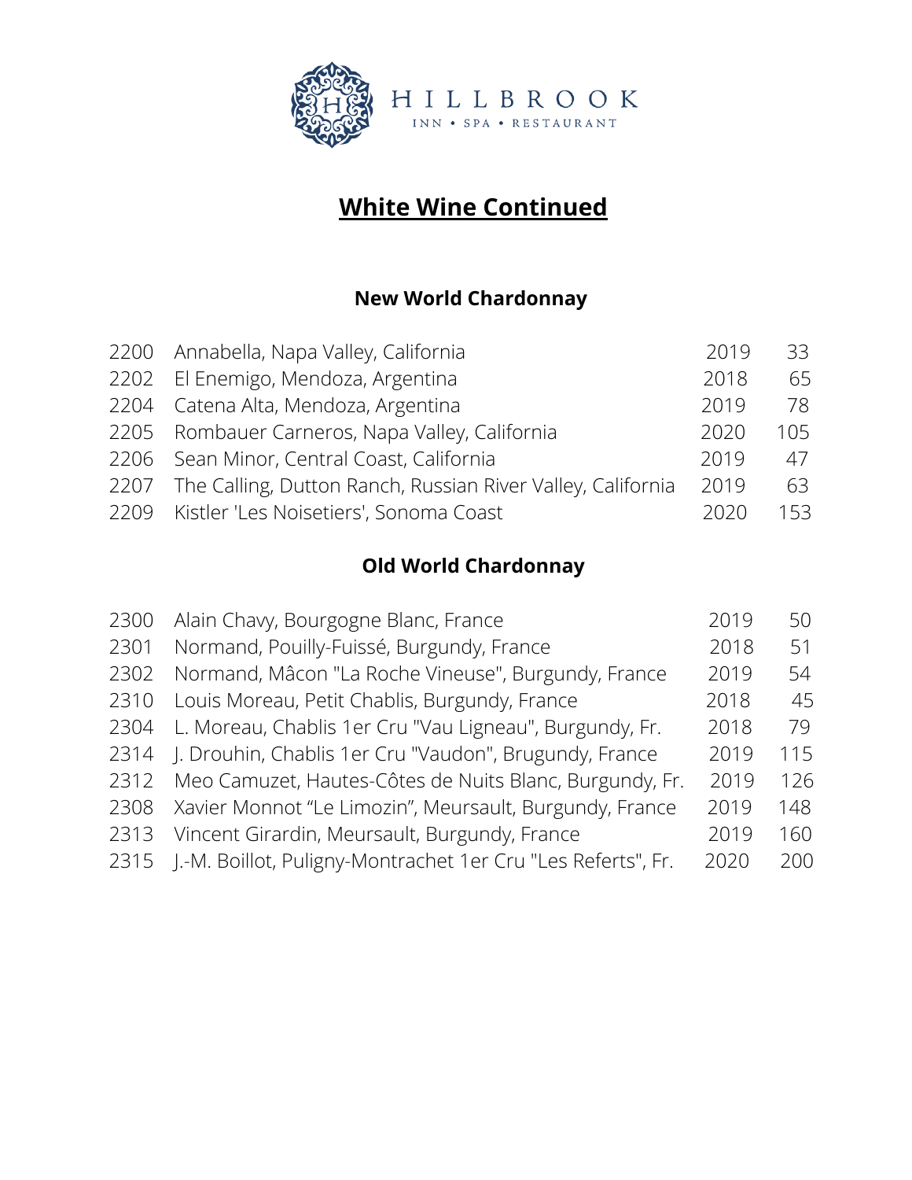HILLBROOK

INN • SPA • RESTAURANT

# White Wine Continued

## New World Chardonnay

| | | | |
|---|---|---|---|
| 2200 | Annabella, Napa Valley, California | 2019 | 33 |
| 2202 | El Enemigo, Mendoza, Argentina | 2018 | 65 |
| 2204 | Catena Alta, Mendoza, Argentina | 2019 | 78 |
| 2205 | Rombauer Carneros, Napa Valley, California | 2020 | 105 |
| 2206 | Sean Minor, Central Coast, California | 2019 | 47 |
| 2207 | The Calling, Dutton Ranch, Russian River Valley, California | 2019 | 63 |
| 2209 | Kistler 'Les Noisetiers', Sonoma Coast | 2020 | 153 |

## Old World Chardonnay

| | | | |
|---|---|---|---|
| 2300 | Alain Chavy, Bourgogne Blanc, France | 2019 | 50 |
| 2301 | Normand, Pouilly-Fuissé, Burgundy, France | 2018 | 51 |
| 2302 | Normand, Mâcon "La Roche Vineuse", Burgundy, France | 2019 | 54 |
| 2310 | Louis Moreau, Petit Chablis, Burgundy, France | 2018 | 45 |
| 2304 | L. Moreau, Chablis 1er Cru "Vau Ligneau", Burgundy, Fr. | 2018 | 79 |
| 2314 | J. Drouhin, Chablis 1er Cru "Vaudon", Brugundy, France | 2019 | 115 |
| 2312 | Meo Camuzet, Hautes-Côtes de Nuits Blanc, Burgundy, Fr. | 2019 | 126 |
| 2308 | Xavier Monnot "Le Limozin", Meursault, Burgundy, France | 2019 | 148 |
| 2313 | Vincent Girardin, Meursault, Burgundy, France | 2019 | 160 |
| 2315 | J.-M. Boillot, Puligny-Montrachet 1er Cru "Les Referts", Fr. | 2020 | 200 |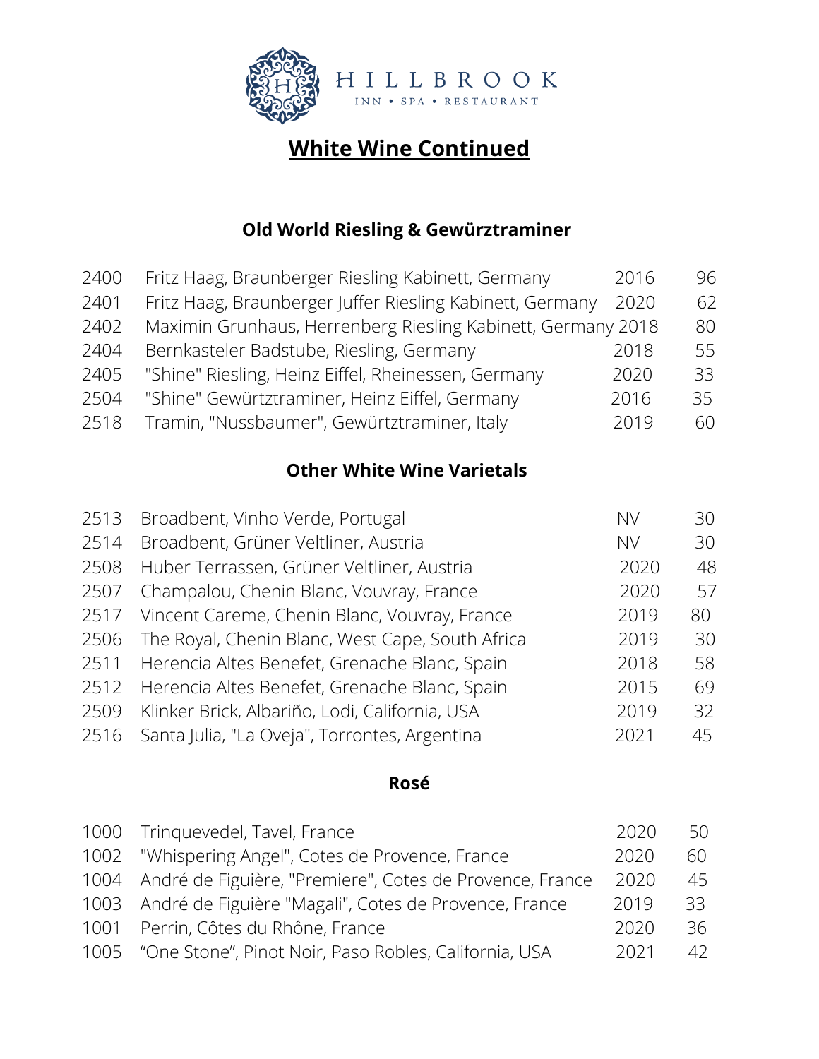HILLBROOK

INN • SPA • RESTAURANT

# White Wine Continued

## Old World Riesling & Gewürztraminer

| | | | |
|---|---|---|---|
| 2400 | Fritz Haag, Braunberger Riesling Kabinett, Germany | 2016 | 96 |
| 2401 | Fritz Haag, Braunberger Juffer Riesling Kabinett, Germany | 2020 | 62 |
| 2402 | Maximin Grunhaus, Herrenberg Riesling Kabinett, Germany | 2018 | 80 |
| 2404 | Bernkasteler Badstube, Riesling, Germany | 2018 | 55 |
| 2405 | "Shine" Riesling, Heinz Eiffel, Rheinessen, Germany | 2020 | 33 |
| 2504 | "Shine" Gewürtztraminer, Heinz Eiffel, Germany | 2016 | 35 |
| 2518 | Tramin, "Nussbaumer", Gewürtztraminer, Italy | 2019 | 60 |

## Other White Wine Varietals

| | | | |
|---|---|---|---|
| 2513 | Broadbent, Vinho Verde, Portugal | NV | 30 |
| 2514 | Broadbent, Grüner Veltliner, Austria | NV | 30 |
| 2508 | Huber Terrassen, Grüner Veltliner, Austria | 2020 | 48 |
| 2507 | Champalou, Chenin Blanc, Vouvray, France | 2020 | 57 |
| 2517 | Vincent Careme, Chenin Blanc, Vouvray, France | 2019 | 80 |
| 2506 | The Royal, Chenin Blanc, West Cape, South Africa | 2019 | 30 |
| 2511 | Herencia Altes Benefet, Grenache Blanc, Spain | 2018 | 58 |
| 2512 | Herencia Altes Benefet, Grenache Blanc, Spain | 2015 | 69 |
| 2509 | Klinker Brick, Albariño, Lodi, California, USA | 2019 | 32 |
| 2516 | Santa Julia, "La Oveja", Torrontes, Argentina | 2021 | 45 |

## Rosé

| | | | |
|---|---|---|---|
| 1000 | Trinquevedel, Tavel, France | 2020 | 50 |
| 1002 | "Whispering Angel", Cotes de Provence, France | 2020 | 60 |
| 1004 | André de Figuière, "Premiere", Cotes de Provence, France | 2020 | 45 |
| 1003 | André de Figuière "Magali", Cotes de Provence, France | 2019 | 33 |
| 1001 | Perrin, Côtes du Rhône, France | 2020 | 36 |
| 1005 | “One Stone”, Pinot Noir, Paso Robles, California, USA | 2021 | 42 |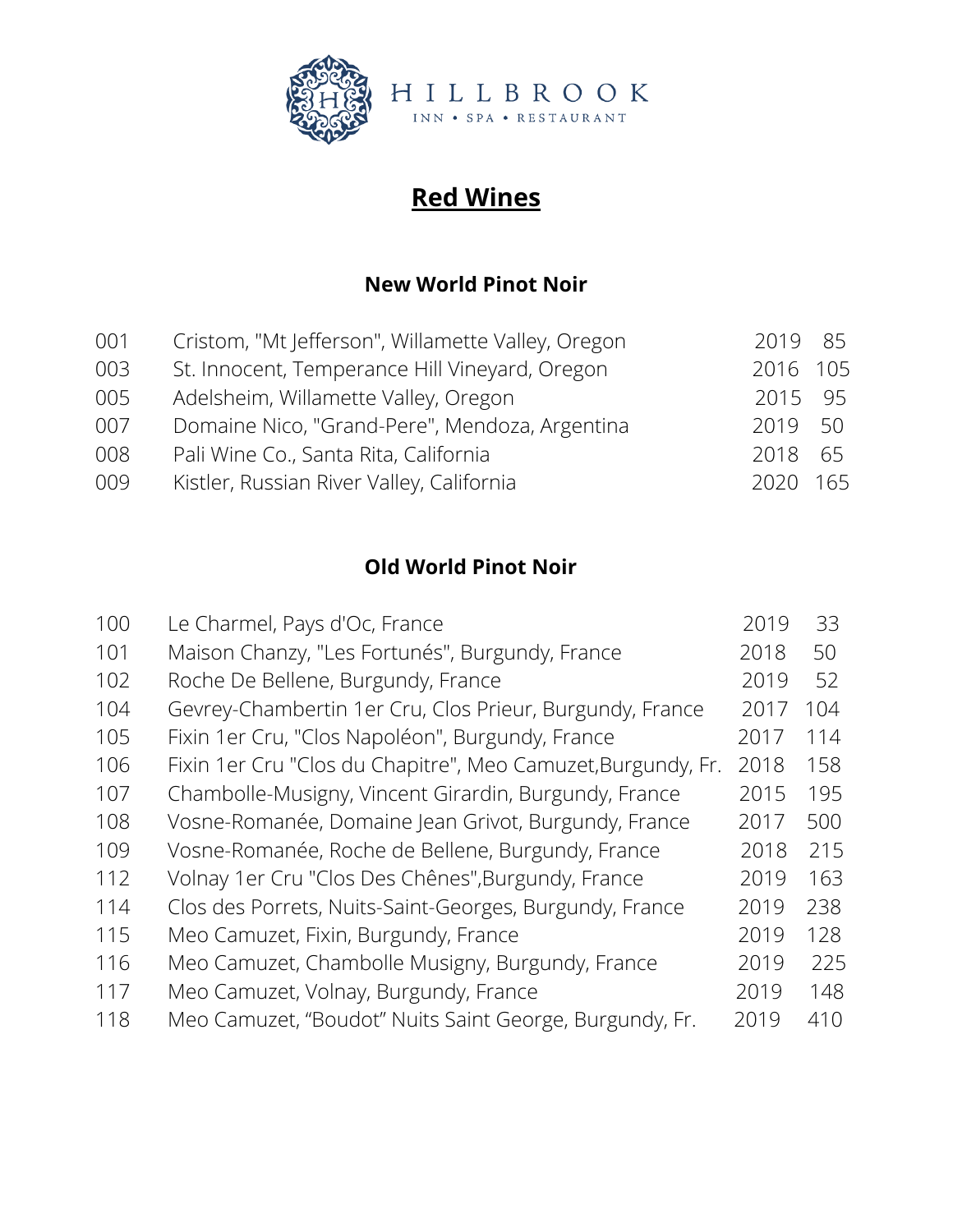HILLBROOK
INN • SPA • RESTAURANT

# Red Wines

## New World Pinot Noir

| | | | |
|---|---|---|---|
| 001 | Cristom, "Mt Jefferson", Willamette Valley, Oregon | 2019 | 85 |
| 003 | St. Innocent, Temperance Hill Vineyard, Oregon | 2016 | 105 |
| 005 | Adelsheim, Willamette Valley, Oregon | 2015 | 95 |
| 007 | Domaine Nico, "Grand-Pere", Mendoza, Argentina | 2019 | 50 |
| 008 | Pali Wine Co., Santa Rita, California | 2018 | 65 |
| 009 | Kistler, Russian River Valley, California | 2020 | 165 |

## Old World Pinot Noir

| | | | |
|---|---|---|---|
| 100 | Le Charmel, Pays d'Oc, France | 2019 | 33 |
| 101 | Maison Chanzy, "Les Fortunés", Burgundy, France | 2018 | 50 |
| 102 | Roche De Bellene, Burgundy, France | 2019 | 52 |
| 104 | Gevrey-Chambertin 1er Cru, Clos Prieur, Burgundy, France | 2017 | 104 |
| 105 | Fixin 1er Cru, "Clos Napoléon", Burgundy, France | 2017 | 114 |
| 106 | Fixin 1er Cru "Clos du Chapitre", Meo Camuzet,Burgundy, Fr. | 2018 | 158 |
| 107 | Chambolle-Musigny, Vincent Girardin, Burgundy, France | 2015 | 195 |
| 108 | Vosne-Romanée, Domaine Jean Grivot, Burgundy, France | 2017 | 500 |
| 109 | Vosne-Romanée, Roche de Bellene, Burgundy, France | 2018 | 215 |
| 112 | Volnay 1er Cru "Clos Des Chênes",Burgundy, France | 2019 | 163 |
| 114 | Clos des Porrets, Nuits-Saint-Georges, Burgundy, France | 2019 | 238 |
| 115 | Meo Camuzet, Fixin, Burgundy, France | 2019 | 128 |
| 116 | Meo Camuzet, Chambolle Musigny, Burgundy, France | 2019 | 225 |
| 117 | Meo Camuzet, Volnay, Burgundy, France | 2019 | 148 |
| 118 | Meo Camuzet, "Boudot" Nuits Saint George, Burgundy, Fr. | 2019 | 410 |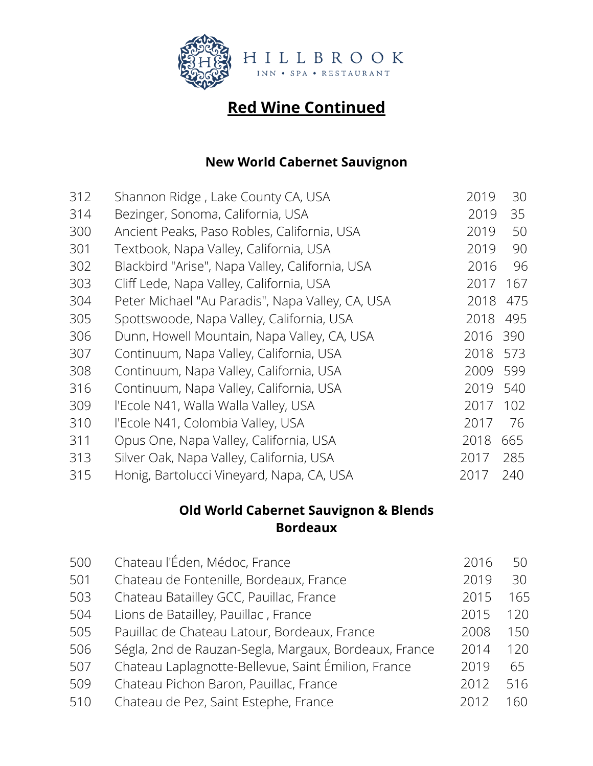HILLBROOK

INN • SPA • RESTAURANT

# Red Wine Continued

## New World Cabernet Sauvignon

| | | | |
|---|---|---|---|
| 312 | Shannon Ridge , Lake County CA, USA | 2019 | 30 |
| 314 | Bezinger, Sonoma, California, USA | 2019 | 35 |
| 300 | Ancient Peaks, Paso Robles, California, USA | 2019 | 50 |
| 301 | Textbook, Napa Valley, California, USA | 2019 | 90 |
| 302 | Blackbird "Arise", Napa Valley, California, USA | 2016 | 96 |
| 303 | Cliff Lede, Napa Valley, California, USA | 2017 | 167 |
| 304 | Peter Michael "Au Paradis", Napa Valley, CA, USA | 2018 | 475 |
| 305 | Spottswoode, Napa Valley, California, USA | 2018 | 495 |
| 306 | Dunn, Howell Mountain, Napa Valley, CA, USA | 2016 | 390 |
| 307 | Continuum, Napa Valley, California, USA | 2018 | 573 |
| 308 | Continuum, Napa Valley, California, USA | 2009 | 599 |
| 316 | Continuum, Napa Valley, California, USA | 2019 | 540 |
| 309 | l'Ecole N41, Walla Walla Valley, USA | 2017 | 102 |
| 310 | l'Ecole N41, Colombia Valley, USA | 2017 | 76 |
| 311 | Opus One, Napa Valley, California, USA | 2018 | 665 |
| 313 | Silver Oak, Napa Valley, California, USA | 2017 | 285 |
| 315 | Honig, Bartolucci Vineyard, Napa, CA, USA | 2017 | 240 |

## Old World Cabernet Sauvignon & Blends
## Bordeaux

| | | | |
|---|---|---|---|
| 500 | Chateau l'Éden, Médoc, France | 2016 | 50 |
| 501 | Chateau de Fontenille, Bordeaux, France | 2019 | 30 |
| 503 | Chateau Batailley GCC, Pauillac, France | 2015 | 165 |
| 504 | Lions de Batailley, Pauillac , France | 2015 | 120 |
| 505 | Pauillac de Chateau Latour, Bordeaux, France | 2008 | 150 |
| 506 | Ségla, 2nd de Rauzan-Segla, Margaux, Bordeaux, France | 2014 | 120 |
| 507 | Chateau Laplagnotte-Bellevue, Saint Émilion, France | 2019 | 65 |
| 509 | Chateau Pichon Baron, Pauillac, France | 2012 | 516 |
| 510 | Chateau de Pez, Saint Estephe, France | 2012 | 160 |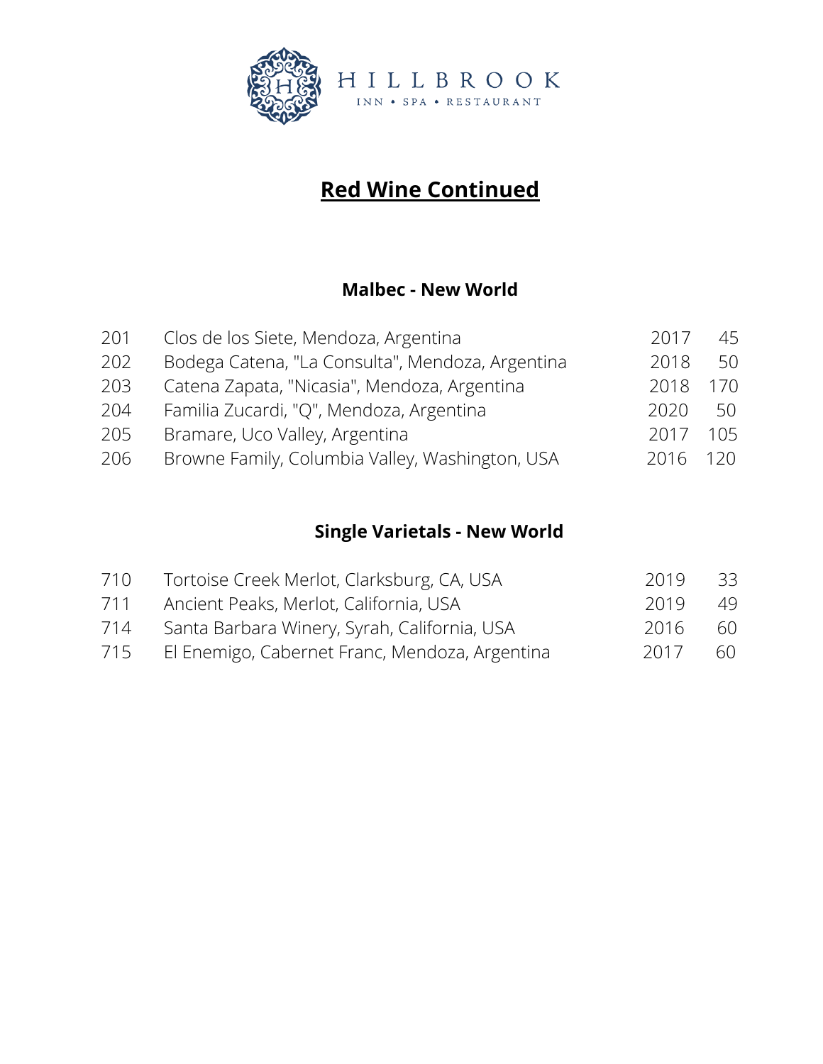HILLBROOK

INN • SPA • RESTAURANT

# Red Wine Continued

## Malbec - New World

| | | | |
|---|---|---|---|
| 201 | Clos de los Siete, Mendoza, Argentina | 2017 | 45 |
| 202 | Bodega Catena, "La Consulta", Mendoza, Argentina | 2018 | 50 |
| 203 | Catena Zapata, "Nicasia", Mendoza, Argentina | 2018 | 170 |
| 204 | Familia Zucardi, "Q", Mendoza, Argentina | 2020 | 50 |
| 205 | Bramare, Uco Valley, Argentina | 2017 | 105 |
| 206 | Browne Family, Columbia Valley, Washington, USA | 2016 | 120 |

## Single Varietals - New World

| | | | |
|---|---|---|---|
| 710 | Tortoise Creek Merlot, Clarksburg, CA, USA | 2019 | 33 |
| 711 | Ancient Peaks, Merlot, California, USA | 2019 | 49 |
| 714 | Santa Barbara Winery, Syrah, California, USA | 2016 | 60 |
| 715 | El Enemigo, Cabernet Franc, Mendoza, Argentina | 2017 | 60 |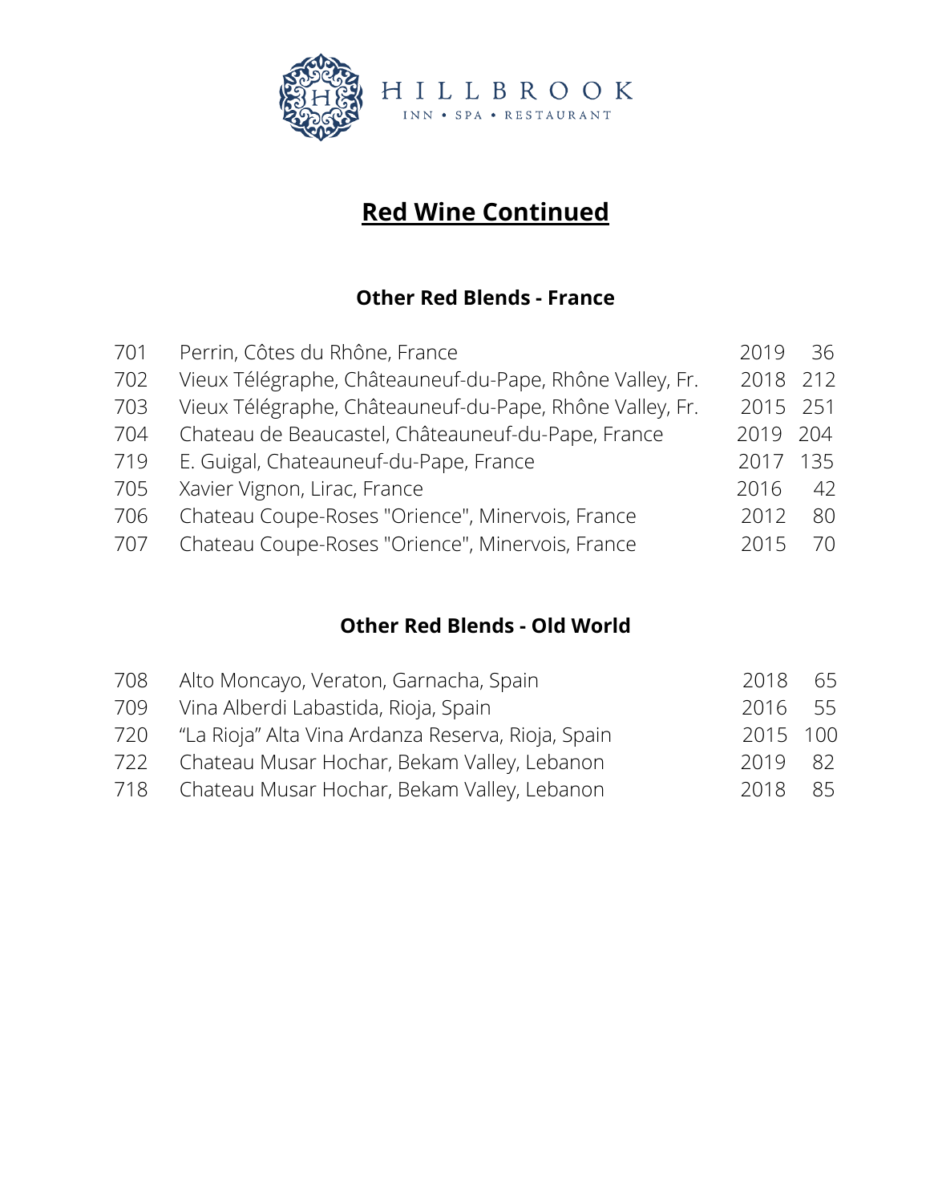HILLBROOK

INN • SPA • RESTAURANT

# Red Wine Continued

## Other Red Blends - France

| | | | |
|---|---|---|---|
| 701 | Perrin, Côtes du Rhône, France | 2019 | 36 |
| 702 | Vieux Télégraphe, Châteauneuf-du-Pape, Rhône Valley, Fr. | 2018 | 212 |
| 703 | Vieux Télégraphe, Châteauneuf-du-Pape, Rhône Valley, Fr. | 2015 | 251 |
| 704 | Chateau de Beaucastel, Châteauneuf-du-Pape, France | 2019 | 204 |
| 719 | E. Guigal, Chateauneuf-du-Pape, France | 2017 | 135 |
| 705 | Xavier Vignon, Lirac, France | 2016 | 42 |
| 706 | Chateau Coupe-Roses "Orience", Minervois, France | 2012 | 80 |
| 707 | Chateau Coupe-Roses "Orience", Minervois, France | 2015 | 70 |

## Other Red Blends - Old World

| | | | |
|---|---|---|---|
| 708 | Alto Moncayo, Veraton, Garnacha, Spain | 2018 | 65 |
| 709 | Vina Alberdi Labastida, Rioja, Spain | 2016 | 55 |
| 720 | “La Rioja” Alta Vina Ardanza Reserva, Rioja, Spain | 2015 | 100 |
| 722 | Chateau Musar Hochar, Bekam Valley, Lebanon | 2019 | 82 |
| 718 | Chateau Musar Hochar, Bekam Valley, Lebanon | 2018 | 85 |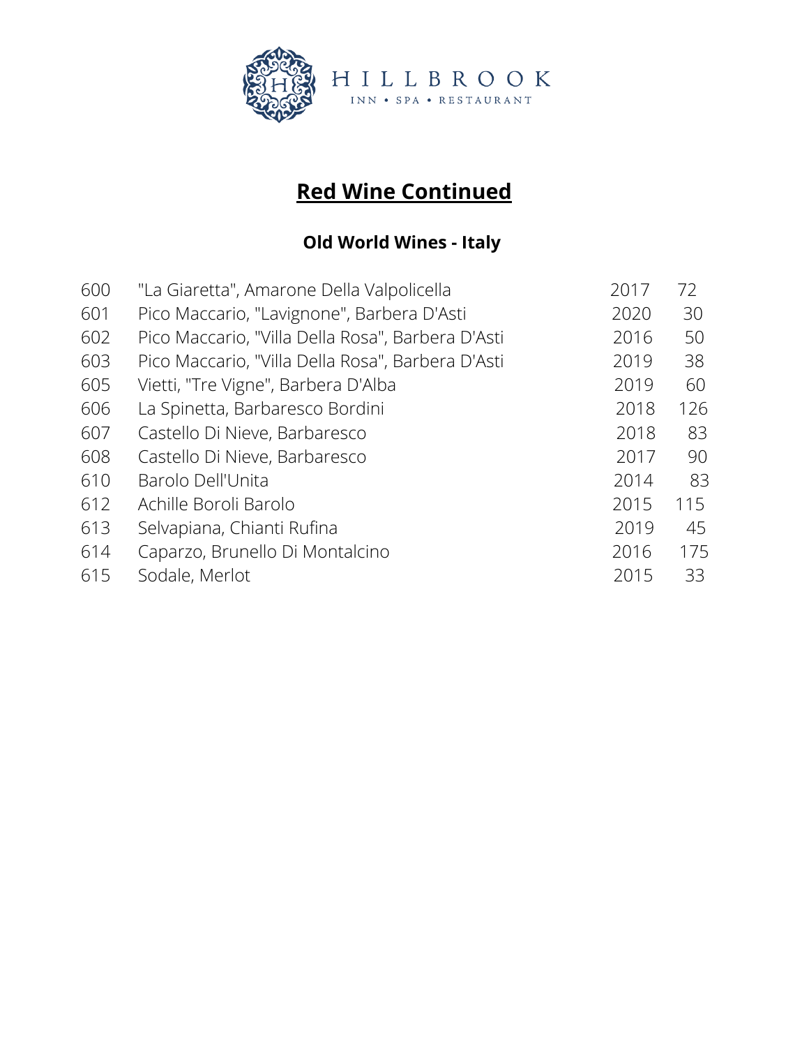HILLBROOK
INN • SPA • RESTAURANT

# Red Wine Continued

## Old World Wines - Italy

| | | | |
|---|---|---|---|
| 600 | "La Giaretta", Amarone Della Valpolicella | 2017 | 72 |
| 601 | Pico Maccario, "Lavignone", Barbera D'Asti | 2020 | 30 |
| 602 | Pico Maccario, "Villa Della Rosa", Barbera D'Asti | 2016 | 50 |
| 603 | Pico Maccario, "Villa Della Rosa", Barbera D'Asti | 2019 | 38 |
| 605 | Vietti, "Tre Vigne", Barbera D'Alba | 2019 | 60 |
| 606 | La Spinetta, Barbaresco Bordini | 2018 | 126 |
| 607 | Castello Di Nieve, Barbaresco | 2018 | 83 |
| 608 | Castello Di Nieve, Barbaresco | 2017 | 90 |
| 610 | Barolo Dell'Unita | 2014 | 83 |
| 612 | Achille Boroli Barolo | 2015 | 115 |
| 613 | Selvapiana, Chianti Rufina | 2019 | 45 |
| 614 | Caparzo, Brunello Di Montalcino | 2016 | 175 |
| 615 | Sodale, Merlot | 2015 | 33 |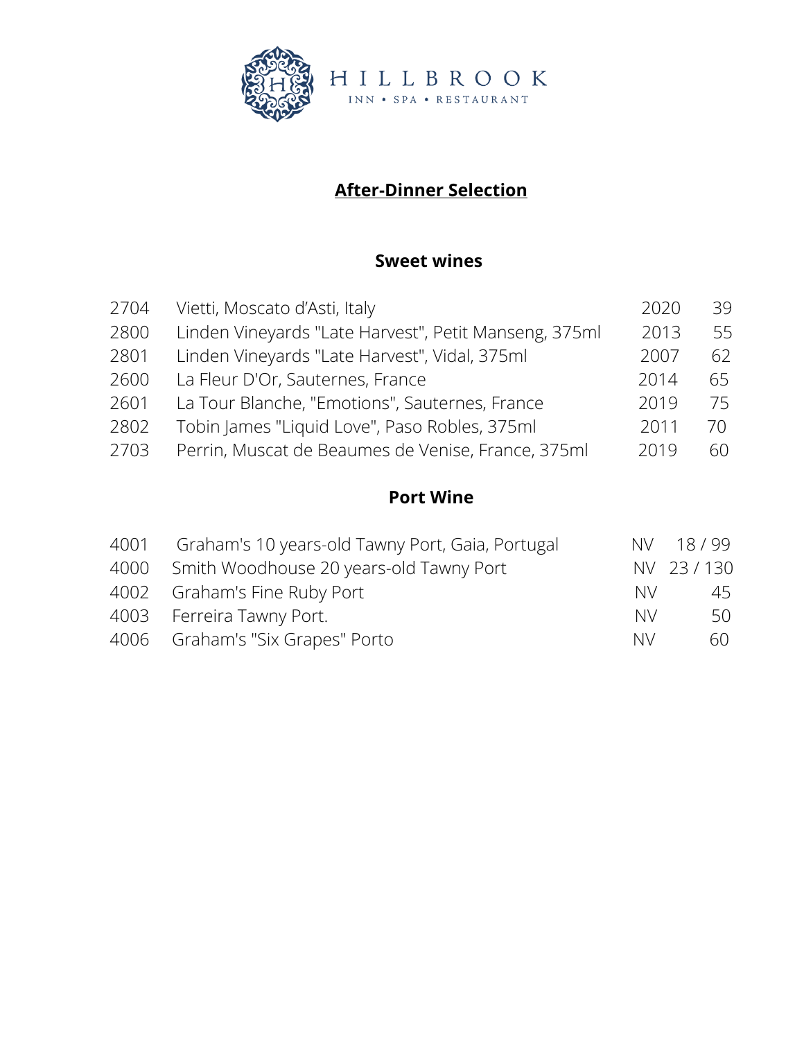HILLBROOK

INN • SPA • RESTAURANT

## After-Dinner Selection

### Sweet wines

| | | | |
|---|---|---|---|
| 2704 | Vietti, Moscato d'Asti, Italy | 2020 | 39 |
| 2800 | Linden Vineyards "Late Harvest", Petit Manseng, 375ml | 2013 | 55 |
| 2801 | Linden Vineyards "Late Harvest", Vidal, 375ml | 2007 | 62 |
| 2600 | La Fleur D'Or, Sauternes, France | 2014 | 65 |
| 2601 | La Tour Blanche, "Emotions", Sauternes, France | 2019 | 75 |
| 2802 | Tobin James "Liquid Love", Paso Robles, 375ml | 2011 | 70 |
| 2703 | Perrin, Muscat de Beaumes de Venise, France, 375ml | 2019 | 60 |

### Port Wine

| | | | |
|---|---|---|---|
| 4001 | Graham's 10 years-old Tawny Port, Gaia, Portugal | NV | 18 / 99 |
| 4000 | Smith Woodhouse 20 years-old Tawny Port | NV | 23 / 130 |
| 4002 | Graham's Fine Ruby Port | NV | 45 |
| 4003 | Ferreira Tawny Port. | NV | 50 |
| 4006 | Graham's "Six Grapes" Porto | NV | 60 |